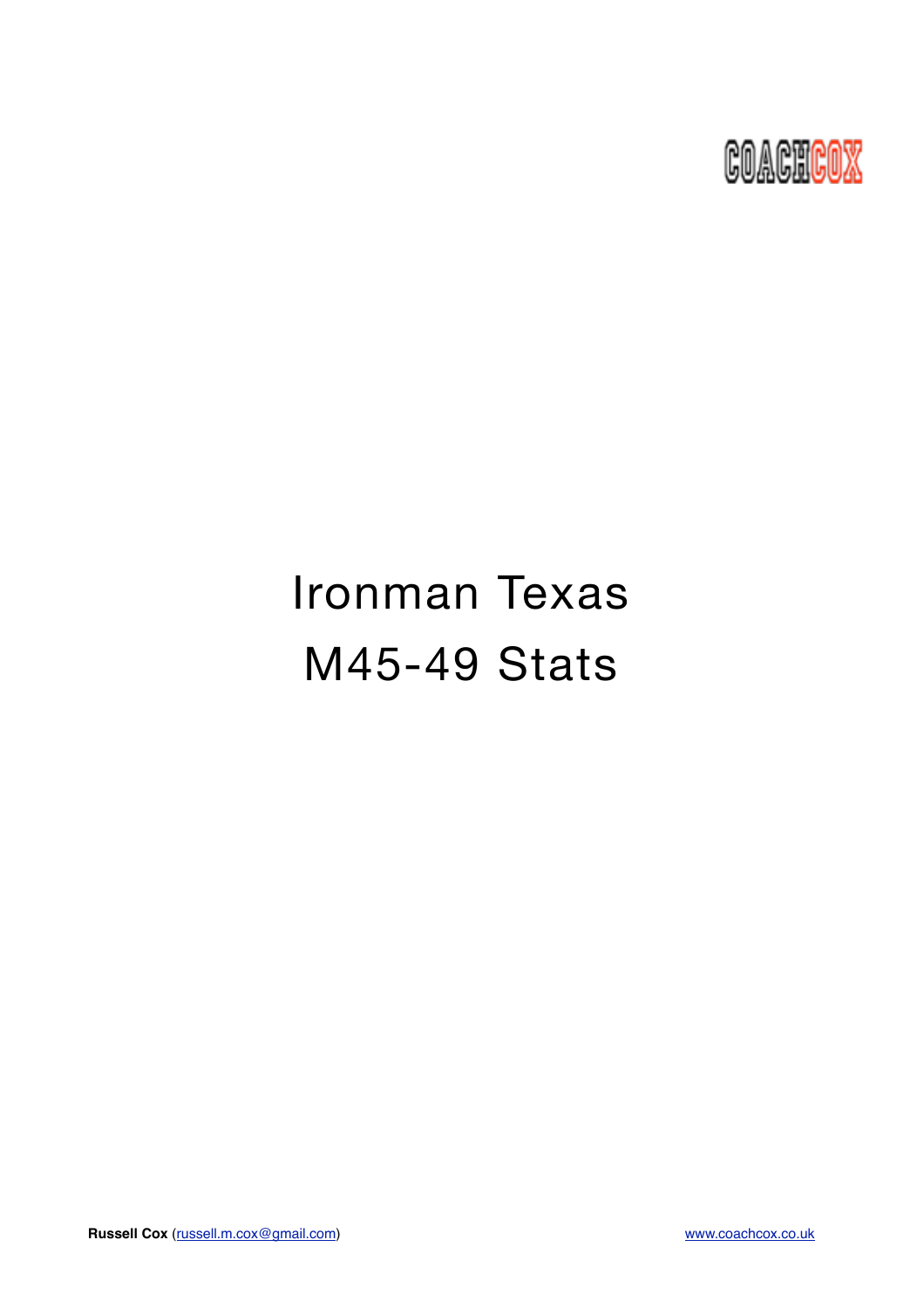COACHCOX

# Ironman Texas
# M45-49 Stats

**Russell Cox** (russell.m.cox@gmail.com) www.coachcox.co.uk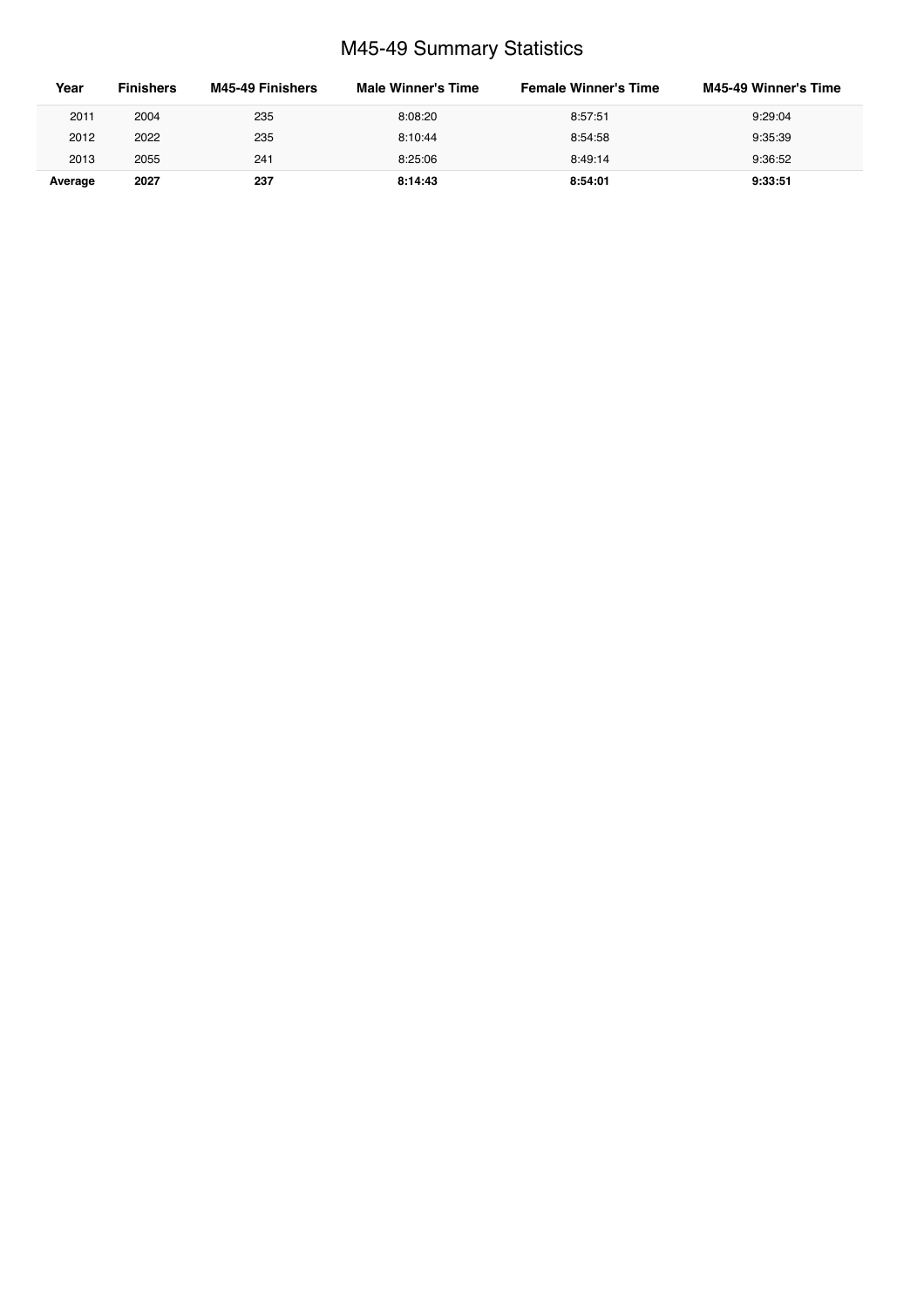# M45-49 Summary Statistics

| Year | Finishers | M45-49 Finishers | Male Winner's Time | Female Winner's Time | M45-49 Winner's Time |
|---|---|---|---|---|---|
| 2011 | 2004 | 235 | 8:08:20 | 8:57:51 | 9:29:04 |
| 2012 | 2022 | 235 | 8:10:44 | 8:54:58 | 9:35:39 |
| 2013 | 2055 | 241 | 8:25:06 | 8:49:14 | 9:36:52 |
| **Average** | **2027** | **237** | **8:14:43** | **8:54:01** | **9:33:51** |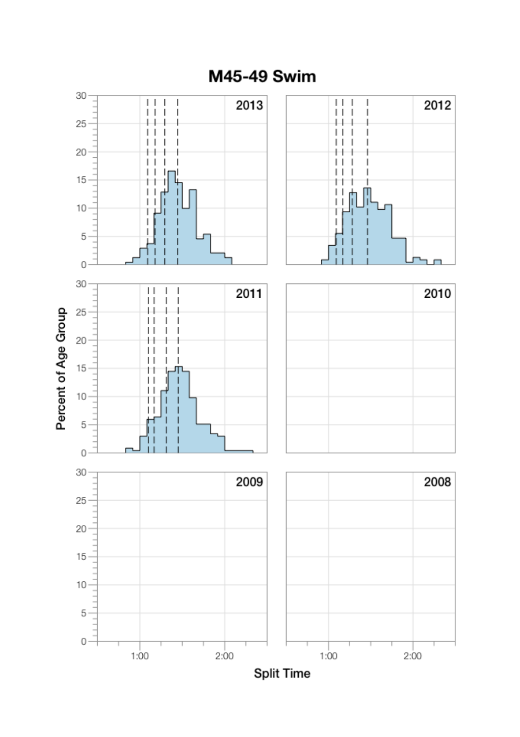# M45-49 Swim

| | |
|---|---|
| 2013 | 2012 |
| 2011 | 2010 |
| 2009 | 2008 |

Percent of Age Group

0 5 10 15 20 25 30

1:00 2:00

Split Time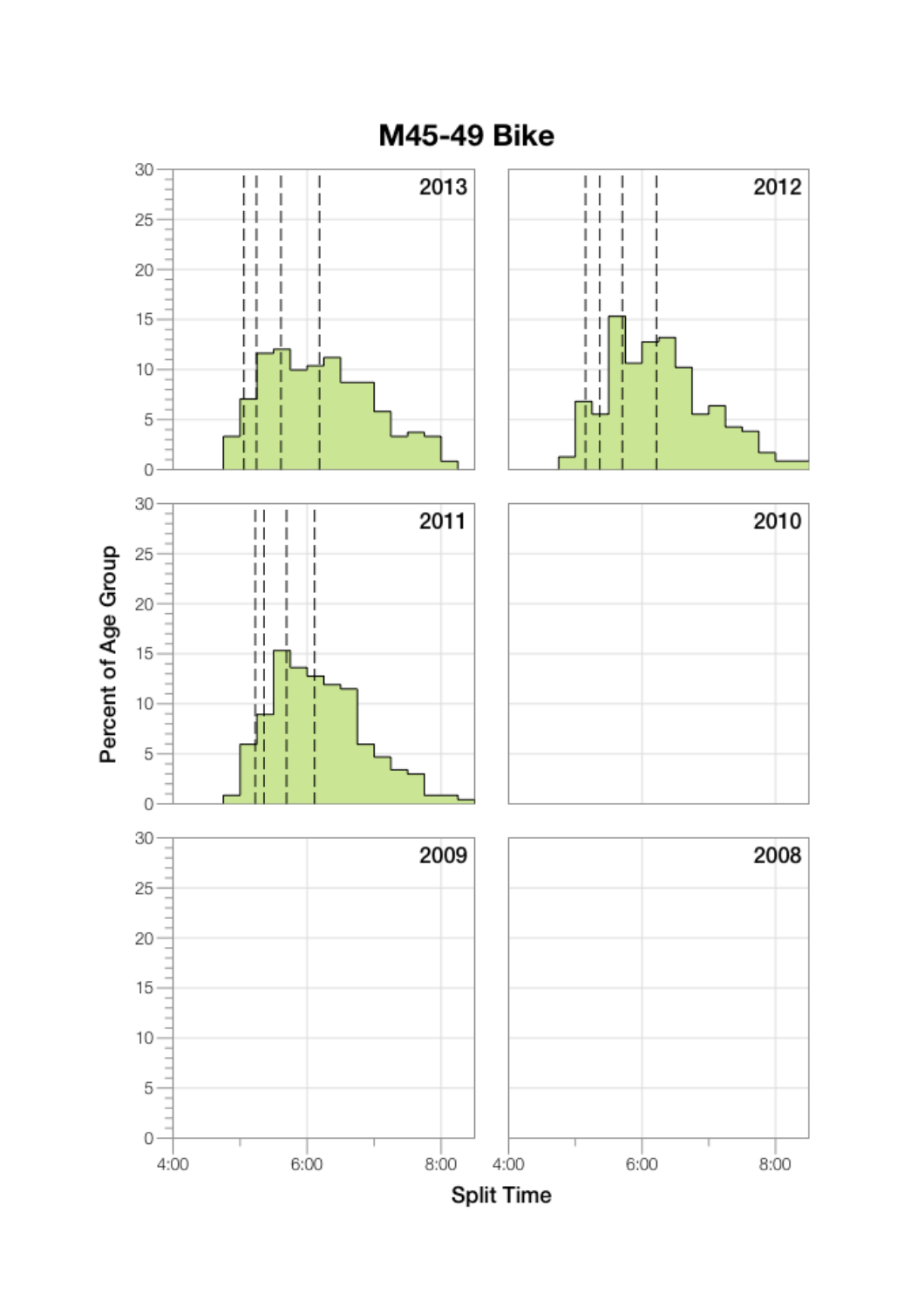# M45-49 Bike

2013

2012

2011

2010

2009

2008

Percent of Age Group

Split Time

4:00 6:00 8:00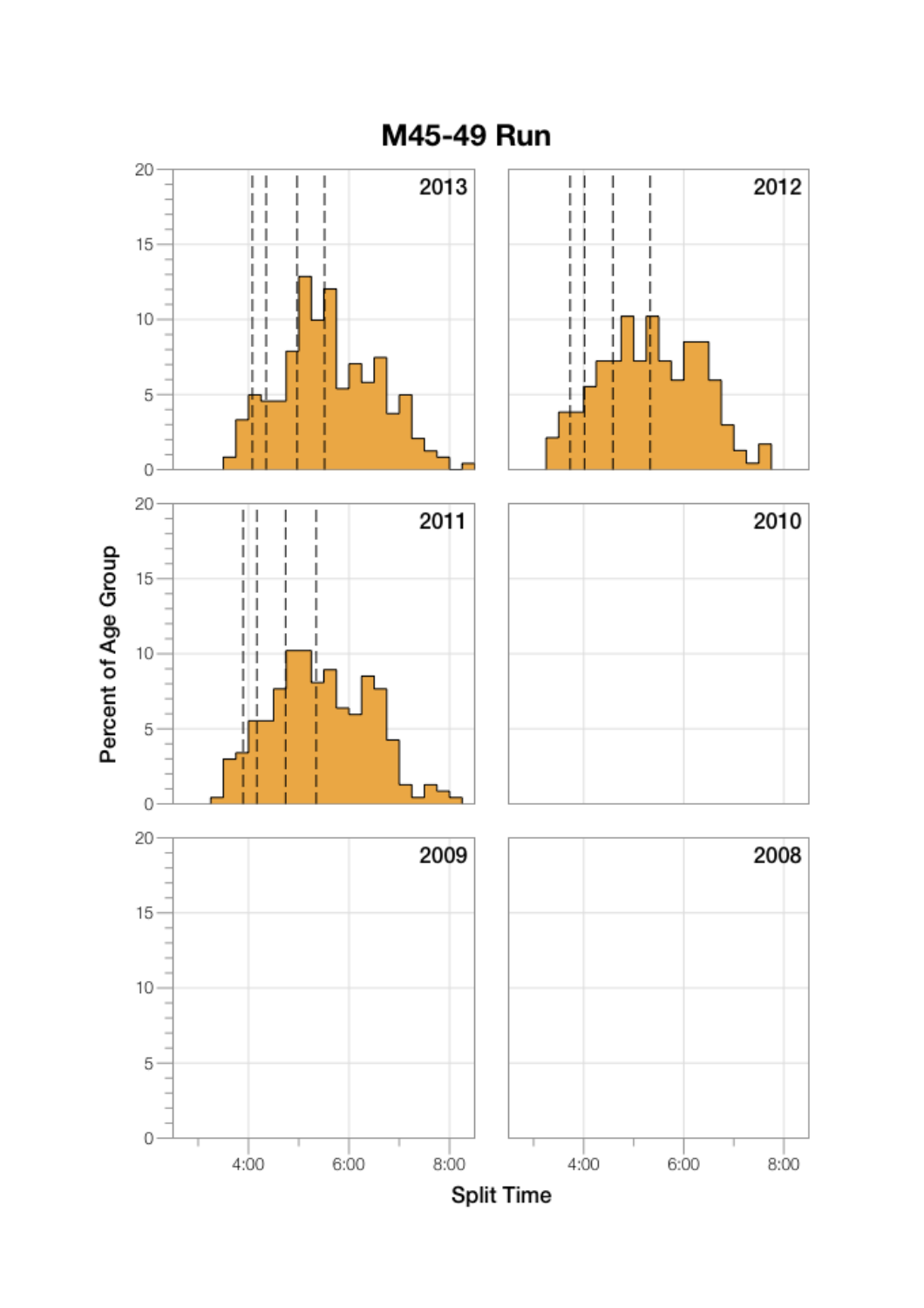# M45-49 Run

2013

2012

2011

2010

2009

2008

Percent of Age Group

Split Time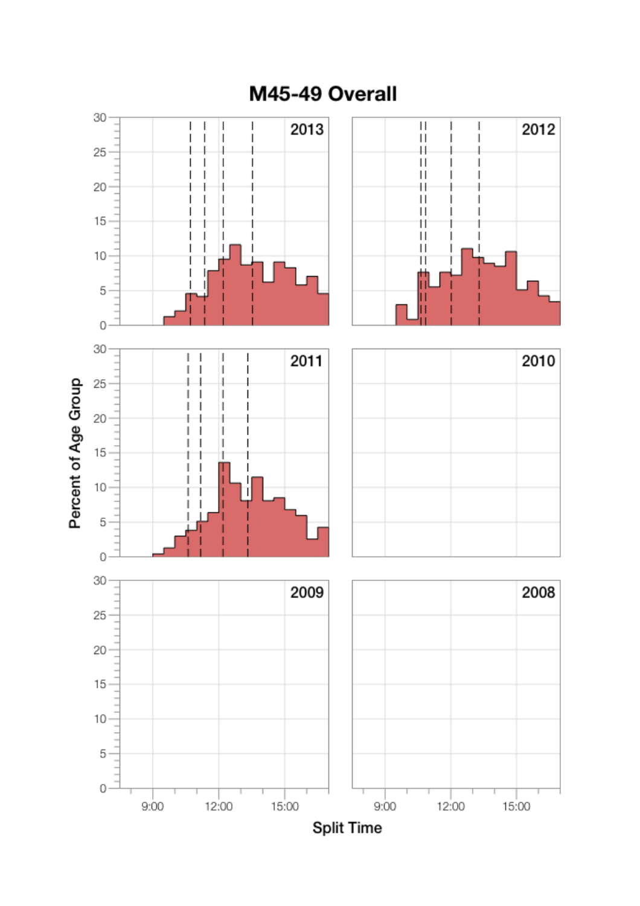# M45-49 Overall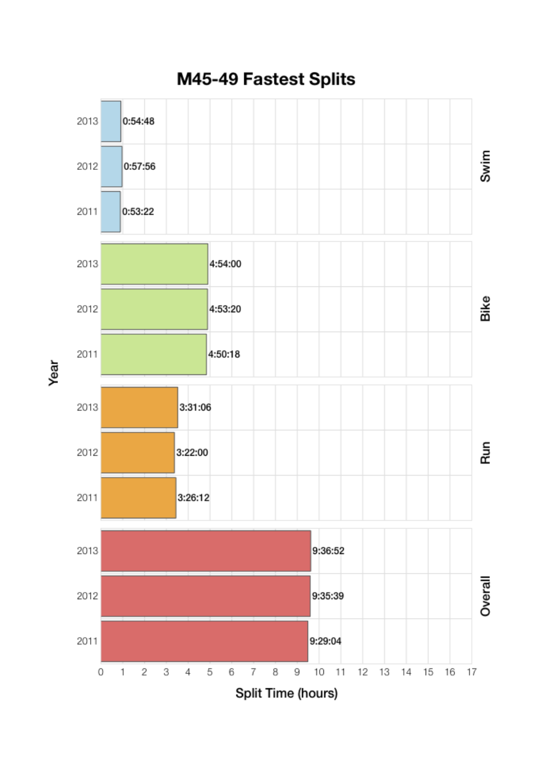# M45-49 Fastest Splits

| Segment | Year | Split Time |
|---|---|---|
| Swim | 2013 | 0:54:48 |
| Swim | 2012 | 0:57:56 |
| Swim | 2011 | 0:53:22 |
| Bike | 2013 | 4:54:00 |
| Bike | 2012 | 4:53:20 |
| Bike | 2011 | 4:50:18 |
| Run | 2013 | 3:31:06 |
| Run | 2012 | 3:22:00 |
| Run | 2011 | 3:26:12 |
| Overall | 2013 | 9:36:52 |
| Overall | 2012 | 9:35:39 |
| Overall | 2011 | 9:29:04 |

Split Time (hours)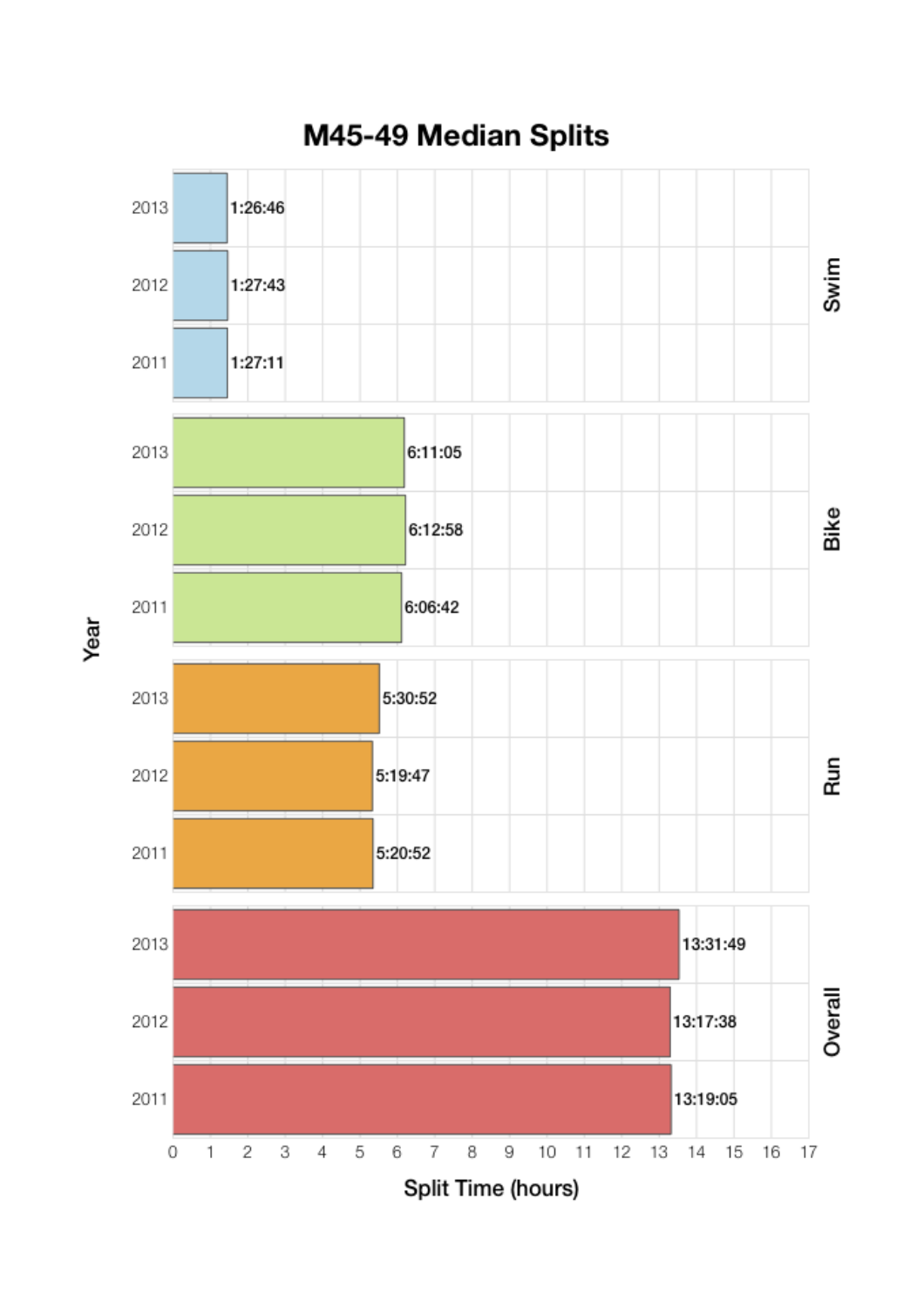# M45-49 Median Splits

| Split | Year | Split Time |
|---|---|---|
| Swim | 2013 | 1:26:46 |
| Swim | 2012 | 1:27:43 |
| Swim | 2011 | 1:27:11 |
| Bike | 2013 | 6:11:05 |
| Bike | 2012 | 6:12:58 |
| Bike | 2011 | 6:06:42 |
| Run | 2013 | 5:30:52 |
| Run | 2012 | 5:19:47 |
| Run | 2011 | 5:20:52 |
| Overall | 2013 | 13:31:49 |
| Overall | 2012 | 13:17:38 |
| Overall | 2011 | 13:19:05 |

Year

Split Time (hours)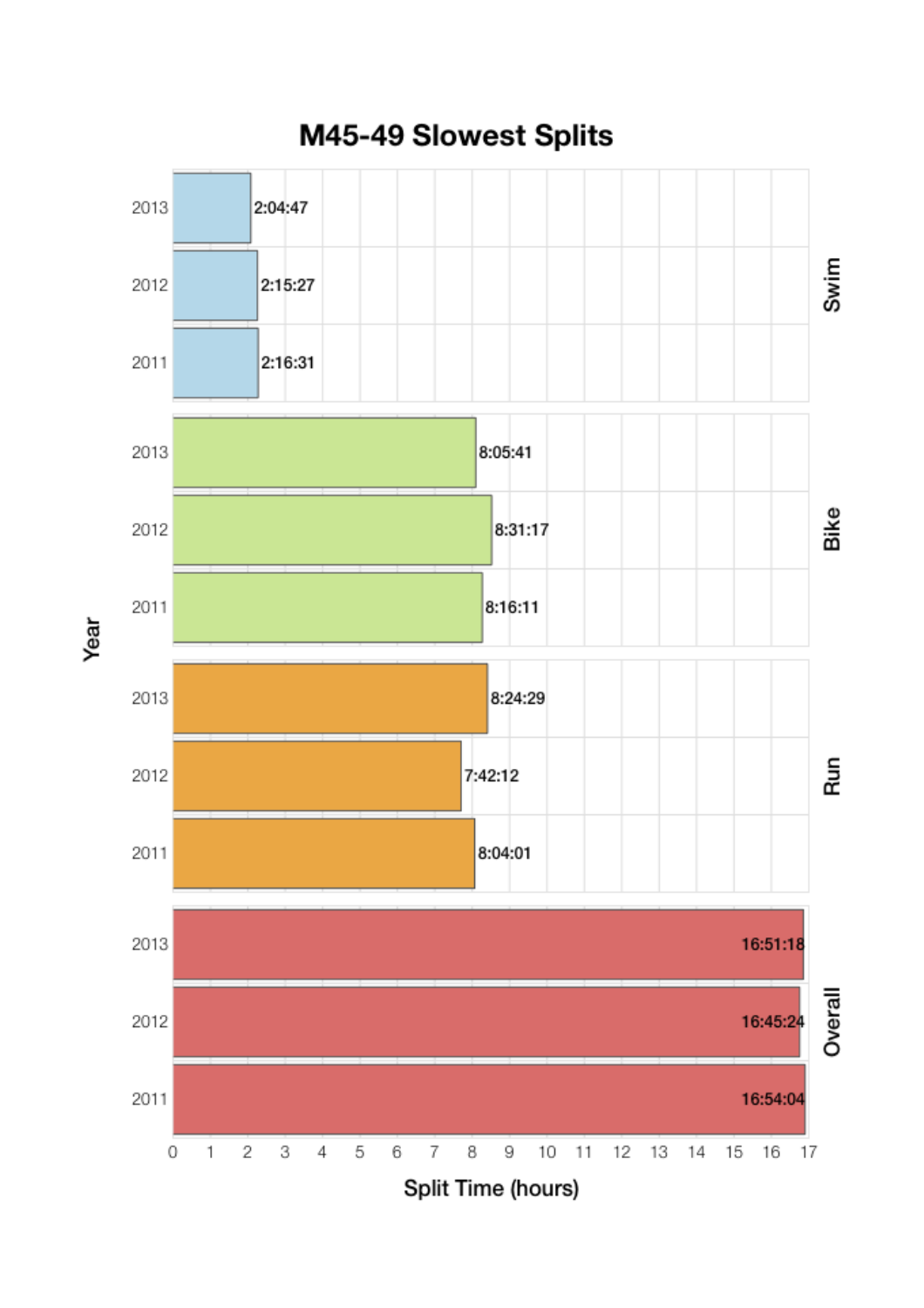# M45-49 Slowest Splits

| Segment | Year | Split Time |
|---|---|---|
| Swim | 2013 | 2:04:47 |
| Swim | 2012 | 2:15:27 |
| Swim | 2011 | 2:16:31 |
| Bike | 2013 | 8:05:41 |
| Bike | 2012 | 8:31:17 |
| Bike | 2011 | 8:16:11 |
| Run | 2013 | 8:24:29 |
| Run | 2012 | 7:42:12 |
| Run | 2011 | 8:04:01 |
| Overall | 2013 | 16:51:18 |
| Overall | 2012 | 16:45:24 |
| Overall | 2011 | 16:54:04 |

Year

Split Time (hours)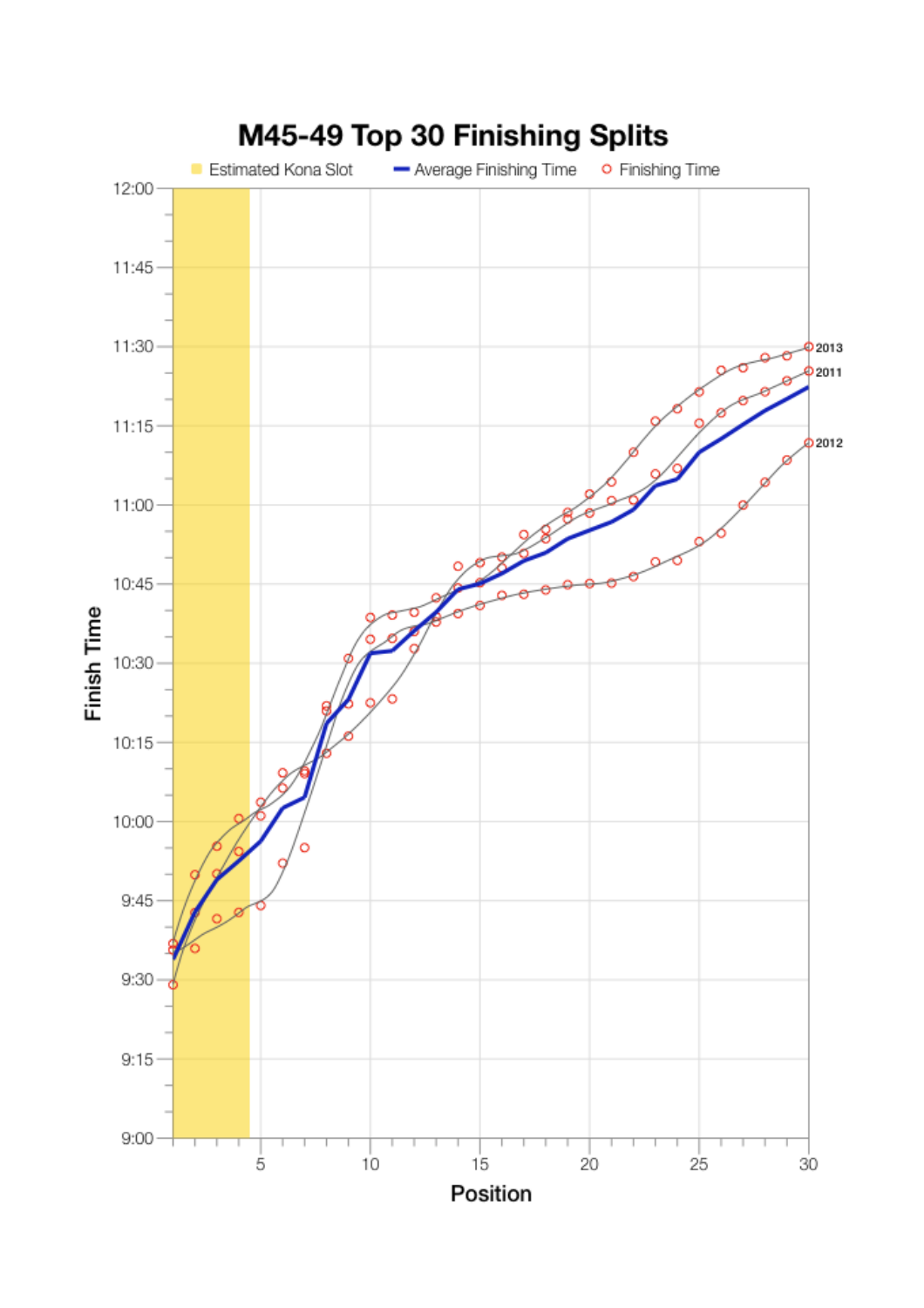# M45-49 Top 30 Finishing Splits

Estimated Kona Slot | Average Finishing Time | Finishing Time

Finish Time: 12:00, 11:45, 11:30, 11:15, 11:00, 10:45, 10:30, 10:15, 10:00, 9:45, 9:30, 9:15, 9:00

Position: 5, 10, 15, 20, 25, 30

2013

2011

2012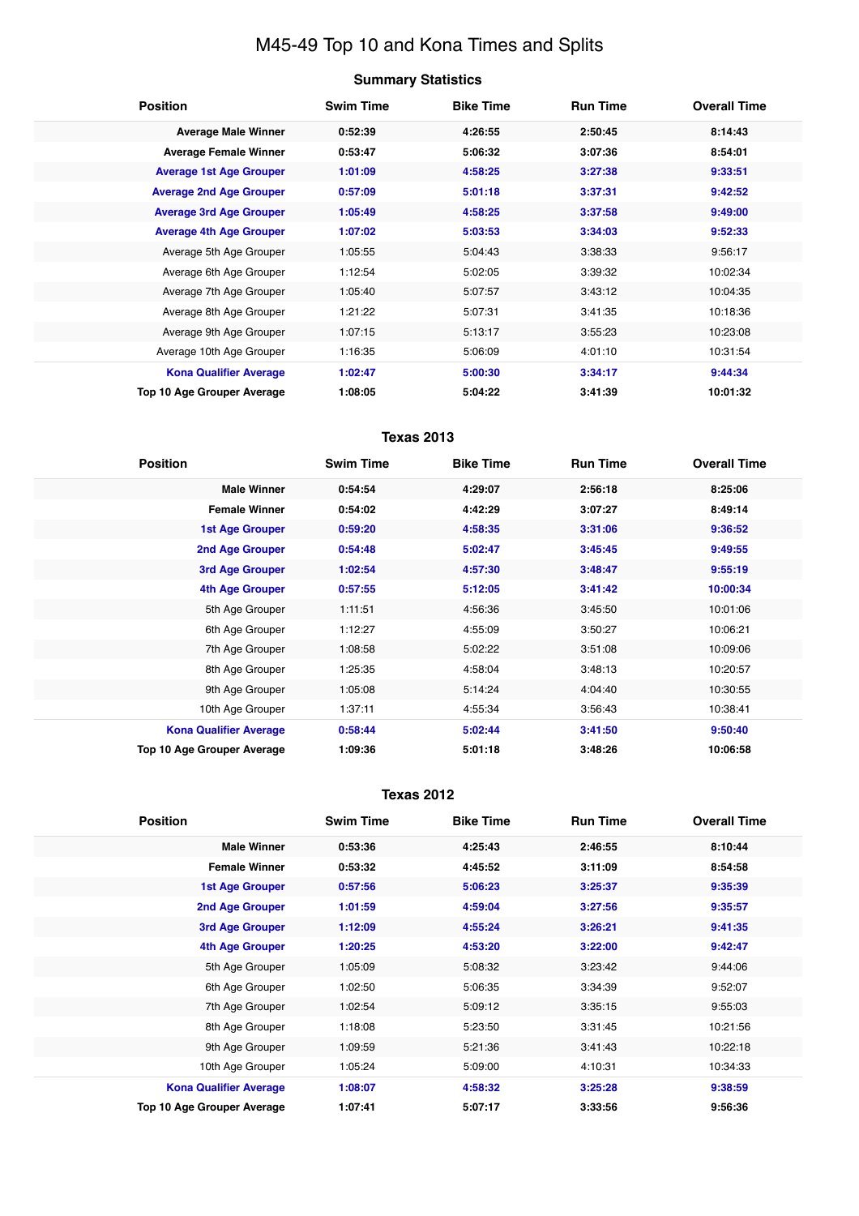# M45-49 Top 10 and Kona Times and Splits

### Summary Statistics

| Position | Swim Time | Bike Time | Run Time | Overall Time |
|---|---|---|---|---|
| **Average Male Winner** | **0:52:39** | **4:26:55** | **2:50:45** | **8:14:43** |
| **Average Female Winner** | **0:53:47** | **5:06:32** | **3:07:36** | **8:54:01** |
| **Average 1st Age Grouper** | **1:01:09** | **4:58:25** | **3:27:38** | **9:33:51** |
| **Average 2nd Age Grouper** | **0:57:09** | **5:01:18** | **3:37:31** | **9:42:52** |
| **Average 3rd Age Grouper** | **1:05:49** | **4:58:25** | **3:37:58** | **9:49:00** |
| **Average 4th Age Grouper** | **1:07:02** | **5:03:53** | **3:34:03** | **9:52:33** |
| Average 5th Age Grouper | 1:05:55 | 5:04:43 | 3:38:33 | 9:56:17 |
| Average 6th Age Grouper | 1:12:54 | 5:02:05 | 3:39:32 | 10:02:34 |
| Average 7th Age Grouper | 1:05:40 | 5:07:57 | 3:43:12 | 10:04:35 |
| Average 8th Age Grouper | 1:21:22 | 5:07:31 | 3:41:35 | 10:18:36 |
| Average 9th Age Grouper | 1:07:15 | 5:13:17 | 3:55:23 | 10:23:08 |
| Average 10th Age Grouper | 1:16:35 | 5:06:09 | 4:01:10 | 10:31:54 |
| **Kona Qualifier Average** | **1:02:47** | **5:00:30** | **3:34:17** | **9:44:34** |
| **Top 10 Age Grouper Average** | **1:08:05** | **5:04:22** | **3:41:39** | **10:01:32** |

### Texas 2013

| Position | Swim Time | Bike Time | Run Time | Overall Time |
|---|---|---|---|---|
| **Male Winner** | **0:54:54** | **4:29:07** | **2:56:18** | **8:25:06** |
| **Female Winner** | **0:54:02** | **4:42:29** | **3:07:27** | **8:49:14** |
| **1st Age Grouper** | **0:59:20** | **4:58:35** | **3:31:06** | **9:36:52** |
| **2nd Age Grouper** | **0:54:48** | **5:02:47** | **3:45:45** | **9:49:55** |
| **3rd Age Grouper** | **1:02:54** | **4:57:30** | **3:48:47** | **9:55:19** |
| **4th Age Grouper** | **0:57:55** | **5:12:05** | **3:41:42** | **10:00:34** |
| 5th Age Grouper | 1:11:51 | 4:56:36 | 3:45:50 | 10:01:06 |
| 6th Age Grouper | 1:12:27 | 4:55:09 | 3:50:27 | 10:06:21 |
| 7th Age Grouper | 1:08:58 | 5:02:22 | 3:51:08 | 10:09:06 |
| 8th Age Grouper | 1:25:35 | 4:58:04 | 3:48:13 | 10:20:57 |
| 9th Age Grouper | 1:05:08 | 5:14:24 | 4:04:40 | 10:30:55 |
| 10th Age Grouper | 1:37:11 | 4:55:34 | 3:56:43 | 10:38:41 |
| **Kona Qualifier Average** | **0:58:44** | **5:02:44** | **3:41:50** | **9:50:40** |
| **Top 10 Age Grouper Average** | **1:09:36** | **5:01:18** | **3:48:26** | **10:06:58** |

### Texas 2012

| Position | Swim Time | Bike Time | Run Time | Overall Time |
|---|---|---|---|---|
| **Male Winner** | **0:53:36** | **4:25:43** | **2:46:55** | **8:10:44** |
| **Female Winner** | **0:53:32** | **4:45:52** | **3:11:09** | **8:54:58** |
| **1st Age Grouper** | **0:57:56** | **5:06:23** | **3:25:37** | **9:35:39** |
| **2nd Age Grouper** | **1:01:59** | **4:59:04** | **3:27:56** | **9:35:57** |
| **3rd Age Grouper** | **1:12:09** | **4:55:24** | **3:26:21** | **9:41:35** |
| **4th Age Grouper** | **1:20:25** | **4:53:20** | **3:22:00** | **9:42:47** |
| 5th Age Grouper | 1:05:09 | 5:08:32 | 3:23:42 | 9:44:06 |
| 6th Age Grouper | 1:02:50 | 5:06:35 | 3:34:39 | 9:52:07 |
| 7th Age Grouper | 1:02:54 | 5:09:12 | 3:35:15 | 9:55:03 |
| 8th Age Grouper | 1:18:08 | 5:23:50 | 3:31:45 | 10:21:56 |
| 9th Age Grouper | 1:09:59 | 5:21:36 | 3:41:43 | 10:22:18 |
| 10th Age Grouper | 1:05:24 | 5:09:00 | 4:10:31 | 10:34:33 |
| **Kona Qualifier Average** | **1:08:07** | **4:58:32** | **3:25:28** | **9:38:59** |
| **Top 10 Age Grouper Average** | **1:07:41** | **5:07:17** | **3:33:56** | **9:56:36** |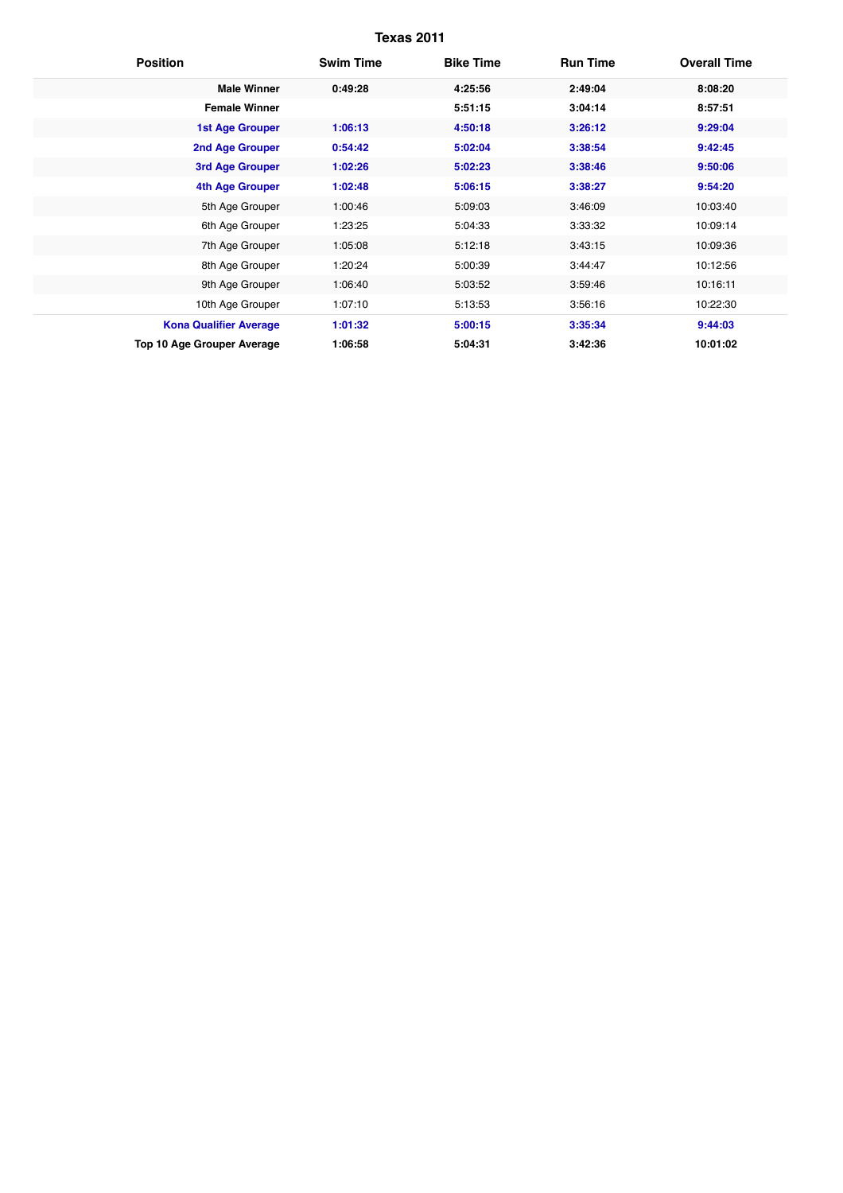## Texas 2011

| Position | Swim Time | Bike Time | Run Time | Overall Time |
|---|---|---|---|---|
| **Male Winner** | **0:49:28** | **4:25:56** | **2:49:04** | **8:08:20** |
| **Female Winner** | | **5:51:15** | **3:04:14** | **8:57:51** |
| **1st Age Grouper** | **1:06:13** | **4:50:18** | **3:26:12** | **9:29:04** |
| **2nd Age Grouper** | **0:54:42** | **5:02:04** | **3:38:54** | **9:42:45** |
| **3rd Age Grouper** | **1:02:26** | **5:02:23** | **3:38:46** | **9:50:06** |
| **4th Age Grouper** | **1:02:48** | **5:06:15** | **3:38:27** | **9:54:20** |
| 5th Age Grouper | 1:00:46 | 5:09:03 | 3:46:09 | 10:03:40 |
| 6th Age Grouper | 1:23:25 | 5:04:33 | 3:33:32 | 10:09:14 |
| 7th Age Grouper | 1:05:08 | 5:12:18 | 3:43:15 | 10:09:36 |
| 8th Age Grouper | 1:20:24 | 5:00:39 | 3:44:47 | 10:12:56 |
| 9th Age Grouper | 1:06:40 | 5:03:52 | 3:59:46 | 10:16:11 |
| 10th Age Grouper | 1:07:10 | 5:13:53 | 3:56:16 | 10:22:30 |
| **Kona Qualifier Average** | **1:01:32** | **5:00:15** | **3:35:34** | **9:44:03** |
| **Top 10 Age Grouper Average** | **1:06:58** | **5:04:31** | **3:42:36** | **10:01:02** |